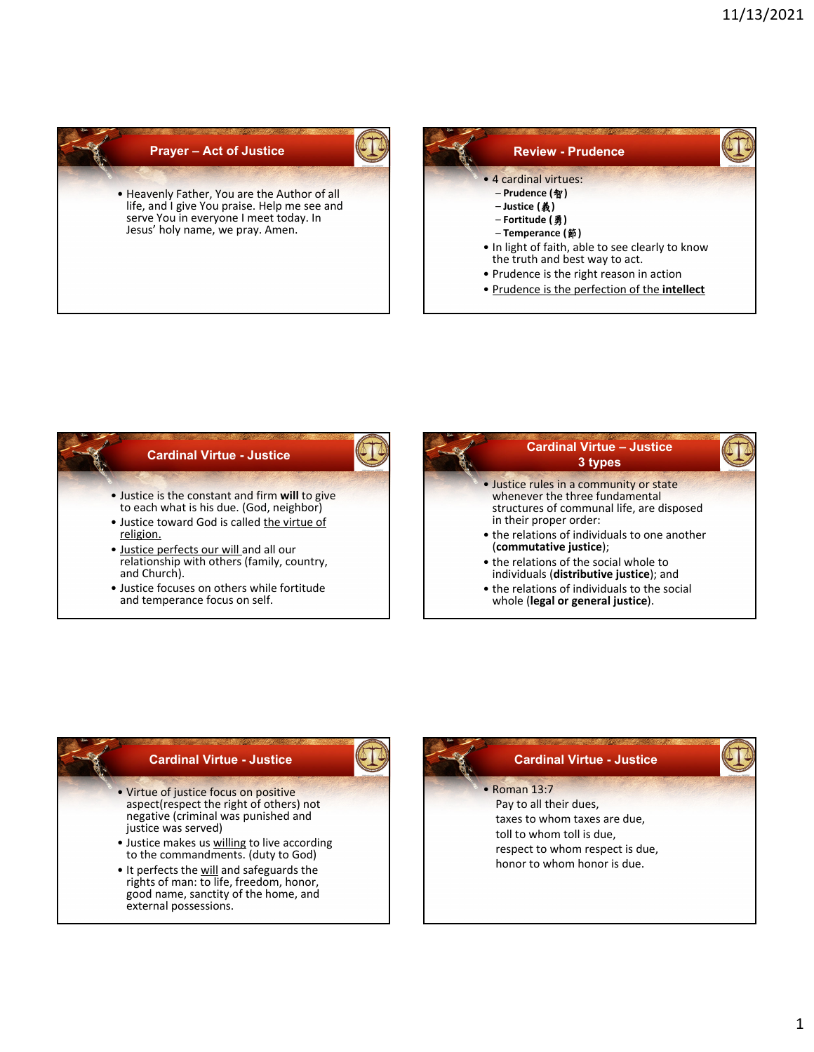## Prayer – Act of Justice

- Heavenly Father, You are the Author of all life, and I give You praise. Help me see and serve You in everyone I meet today. In Jesus' holy name, we pray. Amen.

## Review - Prudence

- 4 cardinal virtues:
  - **Prudence (智)**
  - **Justice (義)**
  - **Fortitude (勇)**
  - **Temperance (節)**
- In light of faith, able to see clearly to know the truth and best way to act.
- Prudence is the right reason in action
- Prudence is the perfection of the **intellect**

## Cardinal Virtue - Justice

- Justice is the constant and firm **will** to give to each what is his due. (God, neighbor)
- Justice toward God is called the virtue of religion.
- Justice perfects our will and all our relationship with others (family, country, and Church).
- Justice focuses on others while fortitude and temperance focus on self.

## Cardinal Virtue – Justice 3 types

- Justice rules in a community or state whenever the three fundamental structures of communal life, are disposed in their proper order:
- the relations of individuals to one another (**commutative justice**);
- the relations of the social whole to individuals (**distributive justice**); and
- the relations of individuals to the social whole (**legal or general justice**).

## Cardinal Virtue - Justice

- Virtue of justice focus on positive aspect(respect the right of others) not negative (criminal was punished and justice was served)
- Justice makes us willing to live according to the commandments. (duty to God)
- It perfects the will and safeguards the rights of man: to life, freedom, honor, good name, sanctity of the home, and external possessions.

## Cardinal Virtue - Justice

- Roman 13:7

  Pay to all their dues,
  taxes to whom taxes are due,
  toll to whom toll is due,
  respect to whom respect is due,
  honor to whom honor is due.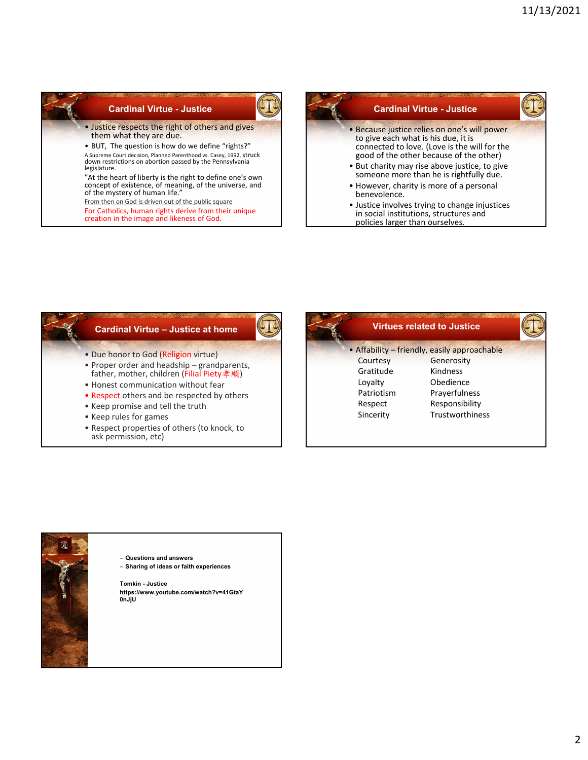## Cardinal Virtue - Justice

- Justice respects the right of others and gives them what they are due.
- BUT, The question is how do we define "rights?"

A Supreme Court decision, Planned Parenthood vs. Casey, 1992, struck down restrictions on abortion passed by the Pennsylvania legislature.

"At the heart of liberty is the right to define one's own concept of existence, of meaning, of the universe, and of the mystery of human life."

From then on God is driven out of the public square

For Catholics, human rights derive from their unique creation in the image and likeness of God.

## Cardinal Virtue - Justice

- Because justice relies on one's will power to give each what is his due, it is connected to love. (Love is the will for the good of the other because of the other)
- But charity may rise above justice, to give someone more than he is rightfully due.
- However, charity is more of a personal benevolence.
- Justice involves trying to change injustices in social institutions, structures and policies larger than ourselves.

## Cardinal Virtue – Justice at home

- Due honor to God (Religion virtue)
- Proper order and headship – grandparents, father, mother, children (Filial Piety孝顺)
- Honest communication without fear
- Respect others and be respected by others
- Keep promise and tell the truth
- Keep rules for games
- Respect properties of others (to knock, to ask permission, etc)

## Virtues related to Justice

- Affability – friendly, easily approachable

| | |
|---|---|
| Courtesy | Generosity |
| Gratitude | Kindness |
| Loyalty | Obedience |
| Patriotism | Prayerfulness |
| Respect | Responsibility |
| Sincerity | Trustworthiness |

– **Questions and answers**
– **Sharing of ideas or faith experiences**

**Tomkin - Justice**
**https://www.youtube.com/watch?v=41GtaY0nJjU**